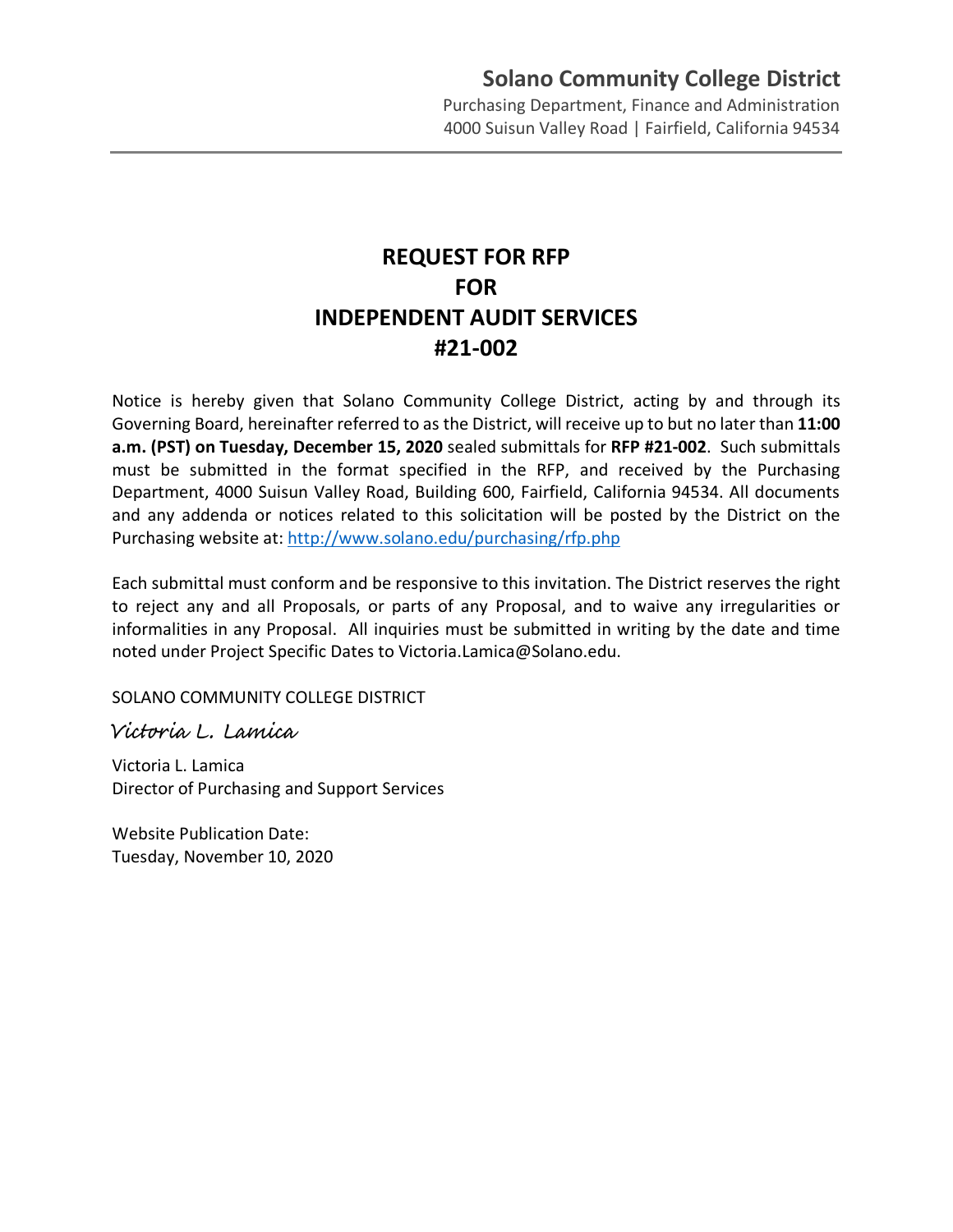**Solano Community College District**

Purchasing Department, Finance and Administration
4000 Suisun Valley Road | Fairfield, California 94534

# REQUEST FOR RFP
# FOR
# INDEPENDENT AUDIT SERVICES
# #21-002

Notice is hereby given that Solano Community College District, acting by and through its Governing Board, hereinafter referred to as the District, will receive up to but no later than **11:00 a.m. (PST) on Tuesday, December 15, 2020** sealed submittals for **RFP #21-002**. Such submittals must be submitted in the format specified in the RFP, and received by the Purchasing Department, 4000 Suisun Valley Road, Building 600, Fairfield, California 94534. All documents and any addenda or notices related to this solicitation will be posted by the District on the Purchasing website at: [http://www.solano.edu/purchasing/rfp.php](http://www.solano.edu/purchasing/rfp.php)

Each submittal must conform and be responsive to this invitation. The District reserves the right to reject any and all Proposals, or parts of any Proposal, and to waive any irregularities or informalities in any Proposal. All inquiries must be submitted in writing by the date and time noted under Project Specific Dates to Victoria.Lamica@Solano.edu.

SOLANO COMMUNITY COLLEGE DISTRICT

*Victoria L. Lamica*

Victoria L. Lamica
Director of Purchasing and Support Services

Website Publication Date:
Tuesday, November 10, 2020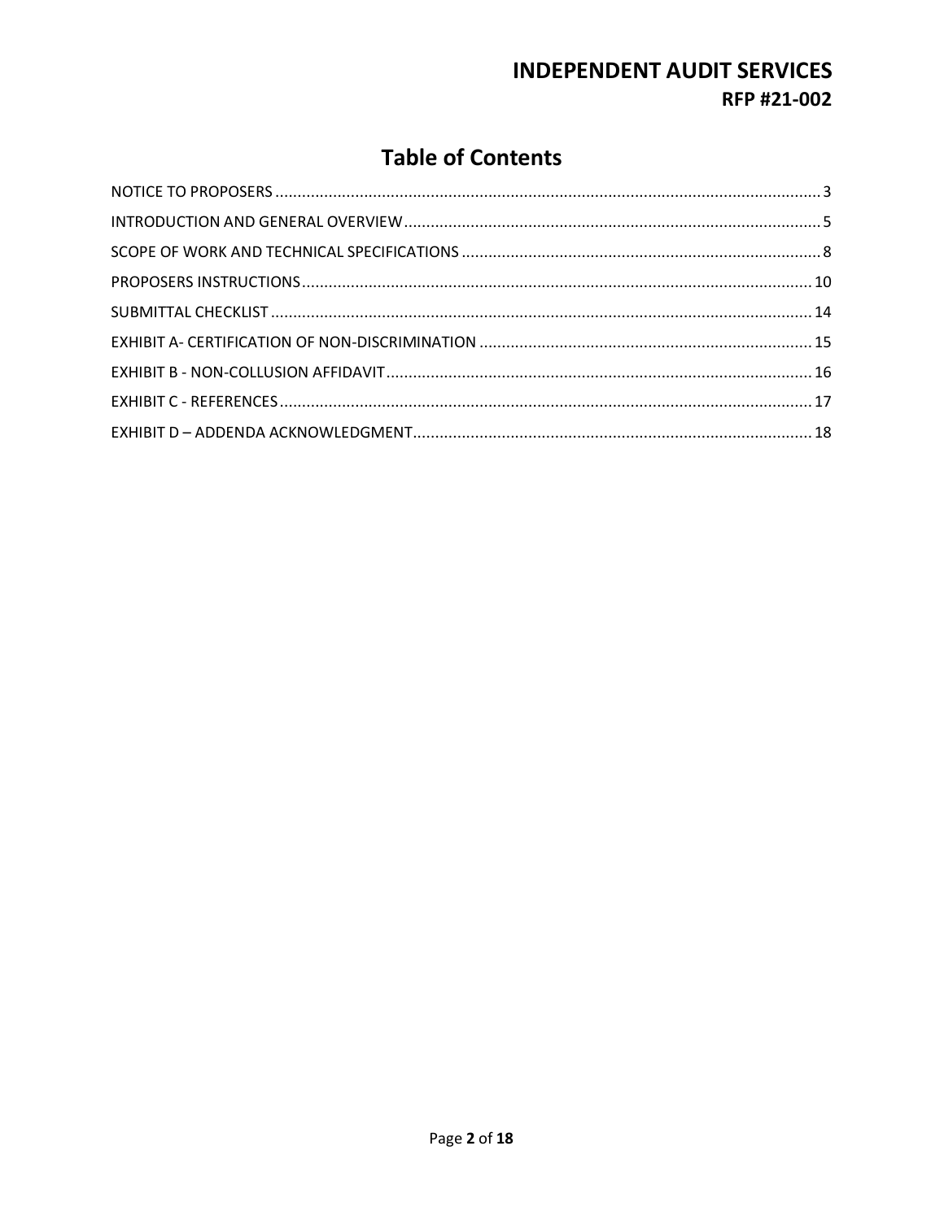# Table of Contents

- NOTICE TO PROPOSERS ..... 3
- INTRODUCTION AND GENERAL OVERVIEW ..... 5
- SCOPE OF WORK AND TECHNICAL SPECIFICATIONS ..... 8
- PROPOSERS INSTRUCTIONS ..... 10
- SUBMITTAL CHECKLIST ..... 14
- EXHIBIT A- CERTIFICATION OF NON-DISCRIMINATION ..... 15
- EXHIBIT B - NON-COLLUSION AFFIDAVIT ..... 16
- EXHIBIT C - REFERENCES ..... 17
- EXHIBIT D – ADDENDA ACKNOWLEDGMENT ..... 18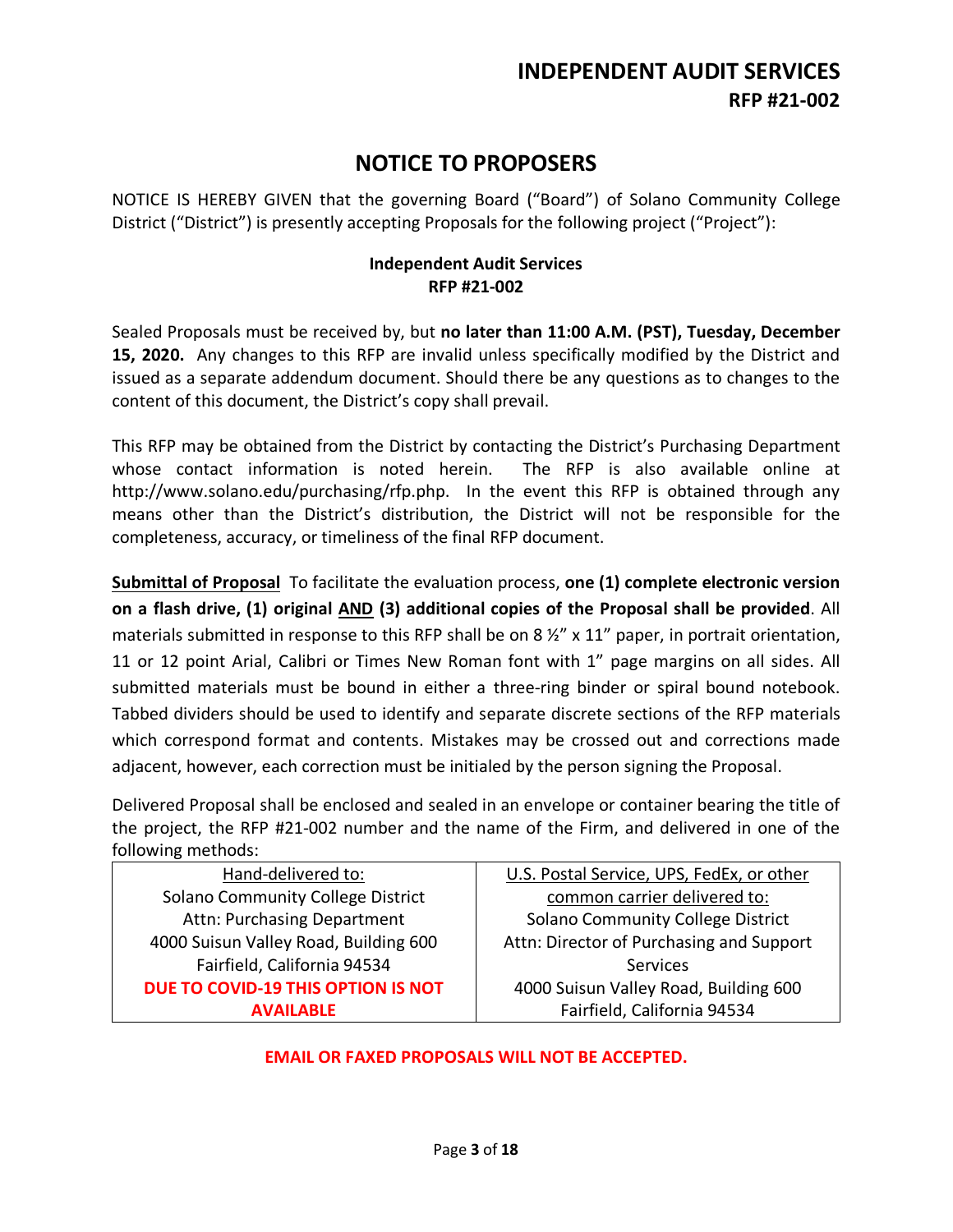# NOTICE TO PROPOSERS

NOTICE IS HEREBY GIVEN that the governing Board ("Board") of Solano Community College District ("District") is presently accepting Proposals for the following project ("Project"):

**Independent Audit Services**
**RFP #21-002**

Sealed Proposals must be received by, but **no later than 11:00 A.M. (PST), Tuesday, December 15, 2020.** Any changes to this RFP are invalid unless specifically modified by the District and issued as a separate addendum document. Should there be any questions as to changes to the content of this document, the District's copy shall prevail.

This RFP may be obtained from the District by contacting the District's Purchasing Department whose contact information is noted herein. The RFP is also available online at http://www.solano.edu/purchasing/rfp.php. In the event this RFP is obtained through any means other than the District's distribution, the District will not be responsible for the completeness, accuracy, or timeliness of the final RFP document.

**Submittal of Proposal** To facilitate the evaluation process, **one (1) complete electronic version on a flash drive, (1) original AND (3) additional copies of the Proposal shall be provided**. All materials submitted in response to this RFP shall be on 8 ½" x 11" paper, in portrait orientation, 11 or 12 point Arial, Calibri or Times New Roman font with 1" page margins on all sides. All submitted materials must be bound in either a three-ring binder or spiral bound notebook. Tabbed dividers should be used to identify and separate discrete sections of the RFP materials which correspond format and contents. Mistakes may be crossed out and corrections made adjacent, however, each correction must be initialed by the person signing the Proposal.

Delivered Proposal shall be enclosed and sealed in an envelope or container bearing the title of the project, the RFP #21-002 number and the name of the Firm, and delivered in one of the following methods:

| Hand-delivered to: | U.S. Postal Service, UPS, FedEx, or other common carrier delivered to: |
| --- | --- |
| Solano Community College District<br>Attn: Purchasing Department<br>4000 Suisun Valley Road, Building 600<br>Fairfield, California 94534<br>**DUE TO COVID-19 THIS OPTION IS NOT AVAILABLE** | Solano Community College District<br>Attn: Director of Purchasing and Support Services<br>4000 Suisun Valley Road, Building 600<br>Fairfield, California 94534 |

**EMAIL OR FAXED PROPOSALS WILL NOT BE ACCEPTED.**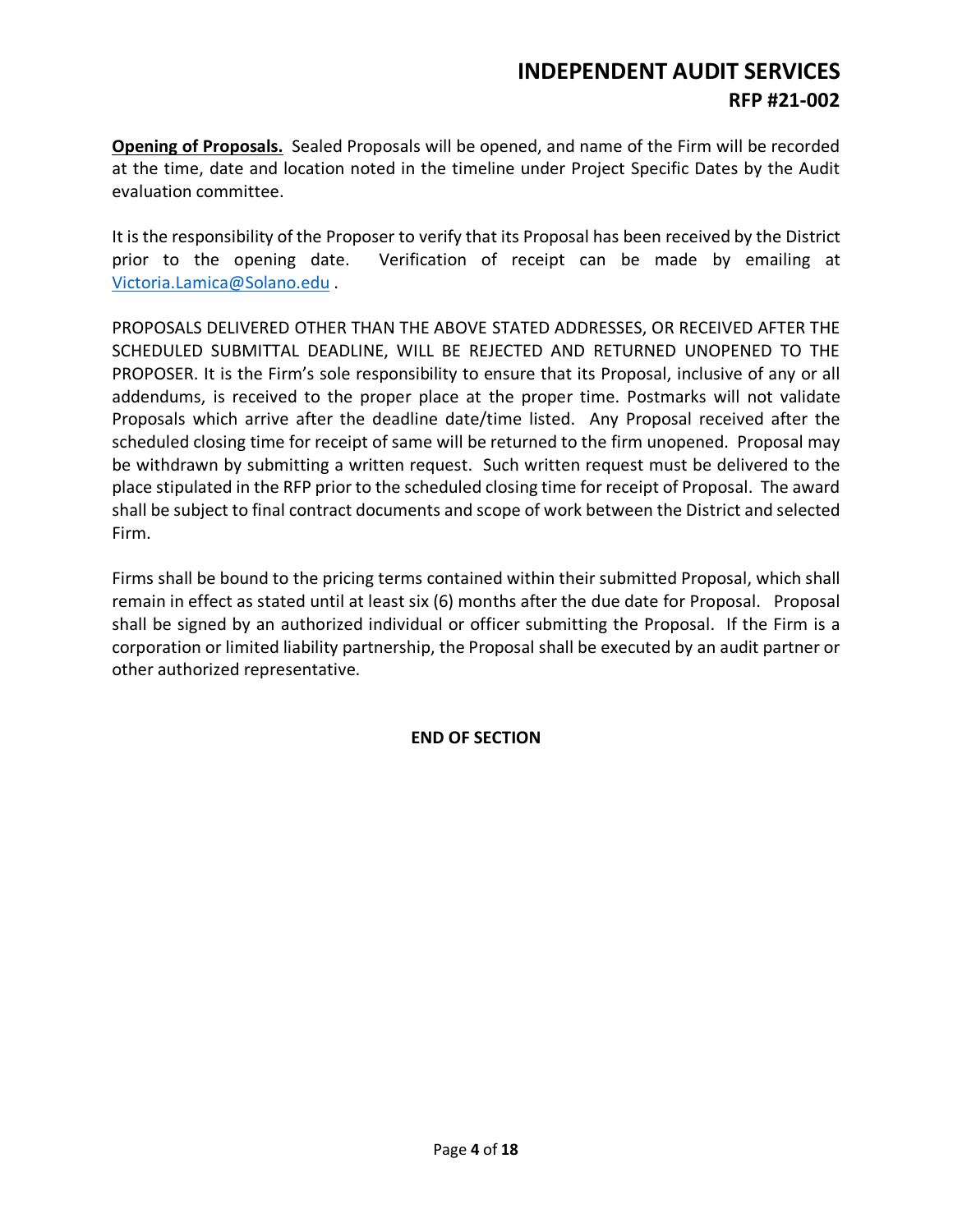**Opening of Proposals.** Sealed Proposals will be opened, and name of the Firm will be recorded at the time, date and location noted in the timeline under Project Specific Dates by the Audit evaluation committee.

It is the responsibility of the Proposer to verify that its Proposal has been received by the District prior to the opening date. Verification of receipt can be made by emailing at Victoria.Lamica@Solano.edu .

PROPOSALS DELIVERED OTHER THAN THE ABOVE STATED ADDRESSES, OR RECEIVED AFTER THE SCHEDULED SUBMITTAL DEADLINE, WILL BE REJECTED AND RETURNED UNOPENED TO THE PROPOSER. It is the Firm's sole responsibility to ensure that its Proposal, inclusive of any or all addendums, is received to the proper place at the proper time. Postmarks will not validate Proposals which arrive after the deadline date/time listed. Any Proposal received after the scheduled closing time for receipt of same will be returned to the firm unopened. Proposal may be withdrawn by submitting a written request. Such written request must be delivered to the place stipulated in the RFP prior to the scheduled closing time for receipt of Proposal. The award shall be subject to final contract documents and scope of work between the District and selected Firm.

Firms shall be bound to the pricing terms contained within their submitted Proposal, which shall remain in effect as stated until at least six (6) months after the due date for Proposal. Proposal shall be signed by an authorized individual or officer submitting the Proposal. If the Firm is a corporation or limited liability partnership, the Proposal shall be executed by an audit partner or other authorized representative.

**END OF SECTION**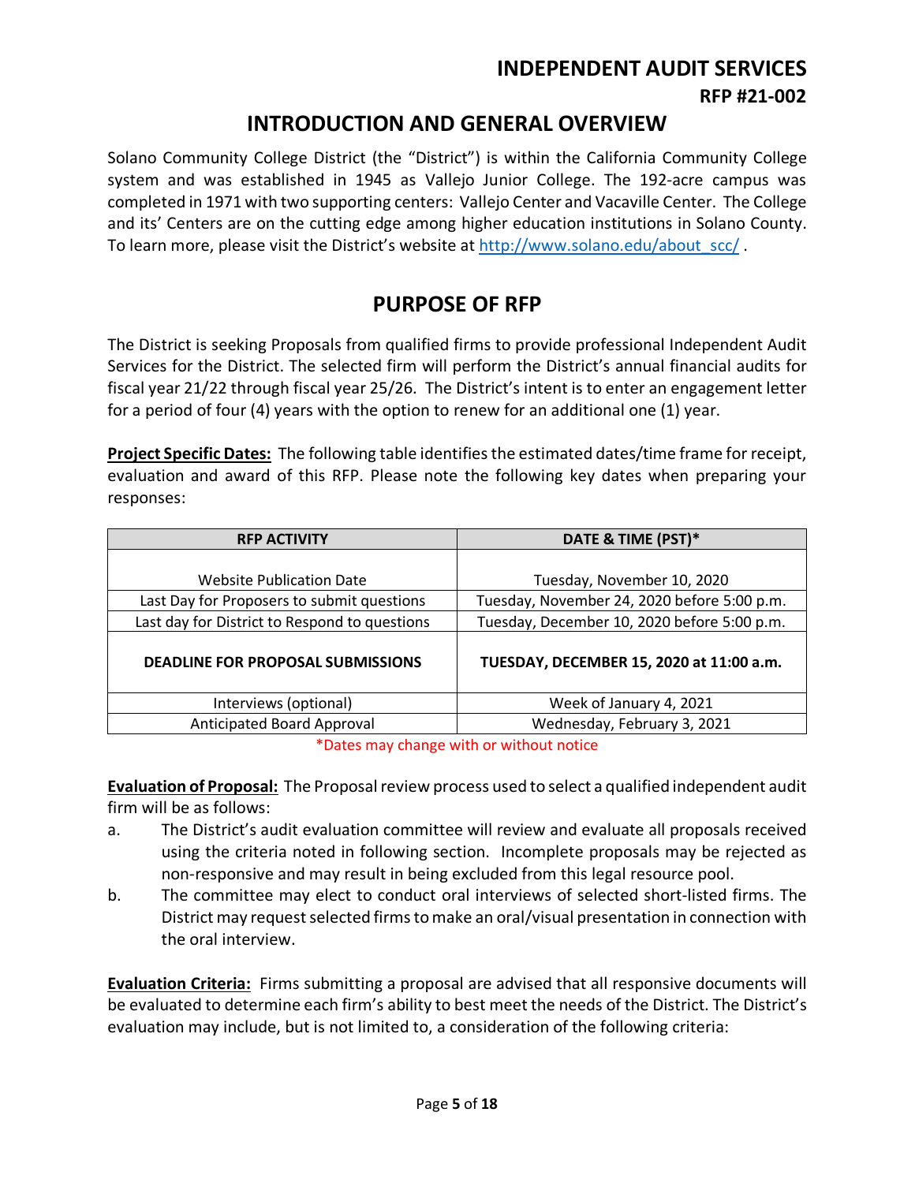# INDEPENDENT AUDIT SERVICES

### RFP #21-002

## INTRODUCTION AND GENERAL OVERVIEW

Solano Community College District (the "District") is within the California Community College system and was established in 1945 as Vallejo Junior College. The 192-acre campus was completed in 1971 with two supporting centers: Vallejo Center and Vacaville Center. The College and its' Centers are on the cutting edge among higher education institutions in Solano County. To learn more, please visit the District's website at http://www.solano.edu/about_scc/ .

## PURPOSE OF RFP

The District is seeking Proposals from qualified firms to provide professional Independent Audit Services for the District. The selected firm will perform the District's annual financial audits for fiscal year 21/22 through fiscal year 25/26. The District's intent is to enter an engagement letter for a period of four (4) years with the option to renew for an additional one (1) year.

**Project Specific Dates:** The following table identifies the estimated dates/time frame for receipt, evaluation and award of this RFP. Please note the following key dates when preparing your responses:

| RFP ACTIVITY | DATE & TIME (PST)* |
|---|---|
| Website Publication Date | Tuesday, November 10, 2020 |
| Last Day for Proposers to submit questions | Tuesday, November 24, 2020 before 5:00 p.m. |
| Last day for District to Respond to questions | Tuesday, December 10, 2020 before 5:00 p.m. |
| **DEADLINE FOR PROPOSAL SUBMISSIONS** | **TUESDAY, DECEMBER 15, 2020 at 11:00 a.m.** |
| Interviews (optional) | Week of January 4, 2021 |
| Anticipated Board Approval | Wednesday, February 3, 2021 |

*Dates may change with or without notice

**Evaluation of Proposal:** The Proposal review process used to select a qualified independent audit firm will be as follows:

a. The District's audit evaluation committee will review and evaluate all proposals received using the criteria noted in following section. Incomplete proposals may be rejected as non-responsive and may result in being excluded from this legal resource pool.

b. The committee may elect to conduct oral interviews of selected short-listed firms. The District may request selected firms to make an oral/visual presentation in connection with the oral interview.

**Evaluation Criteria:** Firms submitting a proposal are advised that all responsive documents will be evaluated to determine each firm's ability to best meet the needs of the District. The District's evaluation may include, but is not limited to, a consideration of the following criteria: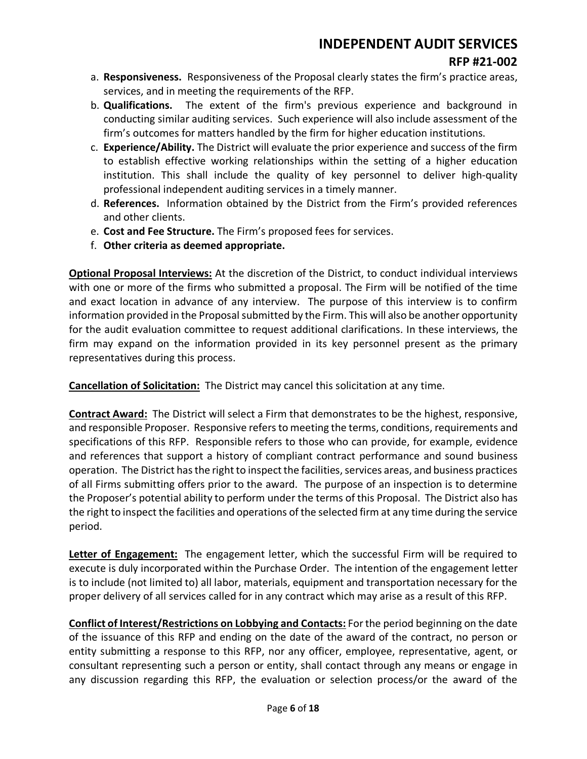a. **Responsiveness.** Responsiveness of the Proposal clearly states the firm's practice areas, services, and in meeting the requirements of the RFP.
b. **Qualifications.** The extent of the firm's previous experience and background in conducting similar auditing services. Such experience will also include assessment of the firm's outcomes for matters handled by the firm for higher education institutions.
c. **Experience/Ability.** The District will evaluate the prior experience and success of the firm to establish effective working relationships within the setting of a higher education institution. This shall include the quality of key personnel to deliver high-quality professional independent auditing services in a timely manner.
d. **References.** Information obtained by the District from the Firm's provided references and other clients.
e. **Cost and Fee Structure.** The Firm's proposed fees for services.
f. **Other criteria as deemed appropriate.**

**Optional Proposal Interviews:** At the discretion of the District, to conduct individual interviews with one or more of the firms who submitted a proposal. The Firm will be notified of the time and exact location in advance of any interview. The purpose of this interview is to confirm information provided in the Proposal submitted by the Firm. This will also be another opportunity for the audit evaluation committee to request additional clarifications. In these interviews, the firm may expand on the information provided in its key personnel present as the primary representatives during this process.

**Cancellation of Solicitation:** The District may cancel this solicitation at any time.

**Contract Award:** The District will select a Firm that demonstrates to be the highest, responsive, and responsible Proposer. Responsive refers to meeting the terms, conditions, requirements and specifications of this RFP. Responsible refers to those who can provide, for example, evidence and references that support a history of compliant contract performance and sound business operation. The District has the right to inspect the facilities, services areas, and business practices of all Firms submitting offers prior to the award. The purpose of an inspection is to determine the Proposer's potential ability to perform under the terms of this Proposal. The District also has the right to inspect the facilities and operations of the selected firm at any time during the service period.

**Letter of Engagement:** The engagement letter, which the successful Firm will be required to execute is duly incorporated within the Purchase Order. The intention of the engagement letter is to include (not limited to) all labor, materials, equipment and transportation necessary for the proper delivery of all services called for in any contract which may arise as a result of this RFP.

**Conflict of Interest/Restrictions on Lobbying and Contacts:** For the period beginning on the date of the issuance of this RFP and ending on the date of the award of the contract, no person or entity submitting a response to this RFP, nor any officer, employee, representative, agent, or consultant representing such a person or entity, shall contact through any means or engage in any discussion regarding this RFP, the evaluation or selection process/or the award of the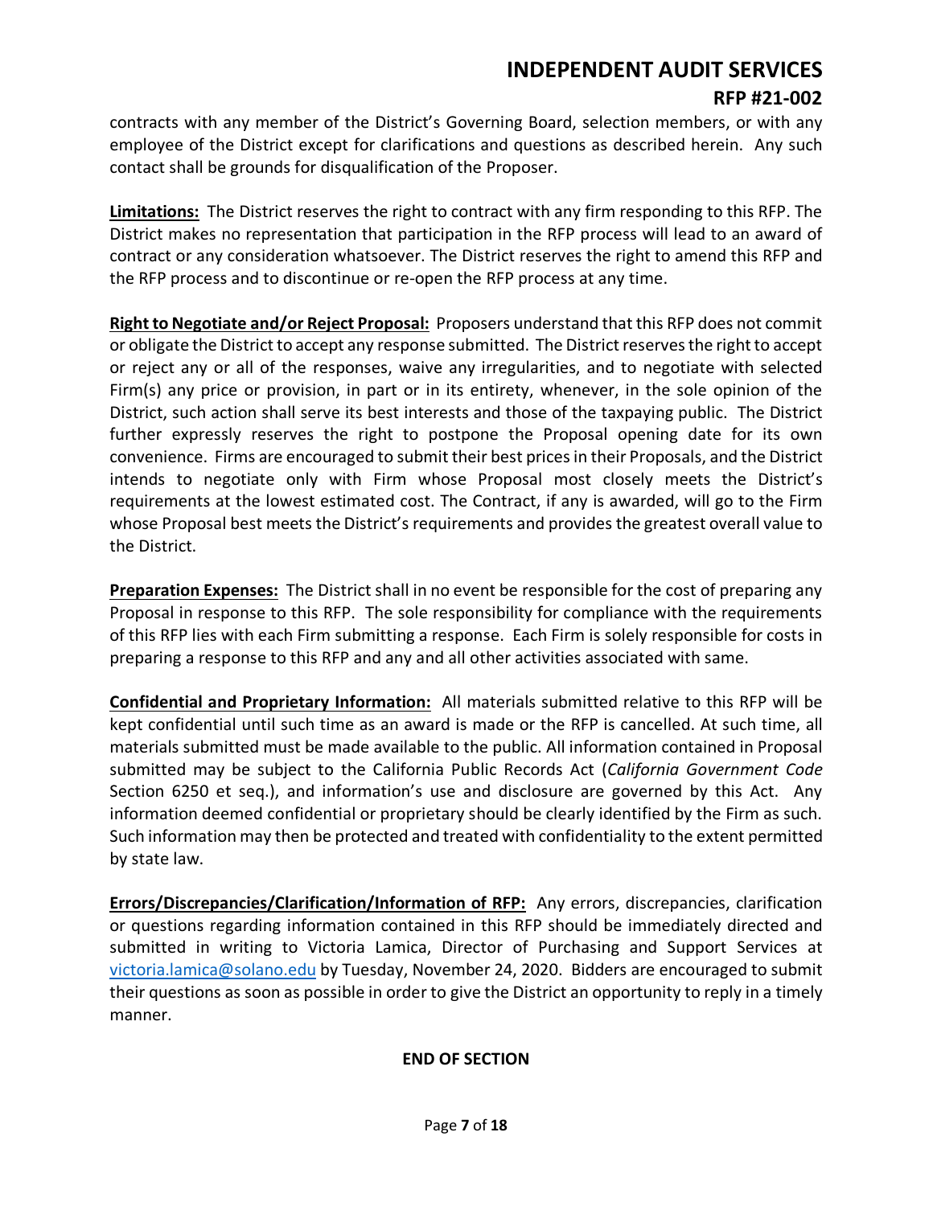contracts with any member of the District's Governing Board, selection members, or with any employee of the District except for clarifications and questions as described herein. Any such contact shall be grounds for disqualification of the Proposer.

**Limitations:** The District reserves the right to contract with any firm responding to this RFP. The District makes no representation that participation in the RFP process will lead to an award of contract or any consideration whatsoever. The District reserves the right to amend this RFP and the RFP process and to discontinue or re-open the RFP process at any time.

**Right to Negotiate and/or Reject Proposal:** Proposers understand that this RFP does not commit or obligate the District to accept any response submitted. The District reserves the right to accept or reject any or all of the responses, waive any irregularities, and to negotiate with selected Firm(s) any price or provision, in part or in its entirety, whenever, in the sole opinion of the District, such action shall serve its best interests and those of the taxpaying public. The District further expressly reserves the right to postpone the Proposal opening date for its own convenience. Firms are encouraged to submit their best prices in their Proposals, and the District intends to negotiate only with Firm whose Proposal most closely meets the District's requirements at the lowest estimated cost. The Contract, if any is awarded, will go to the Firm whose Proposal best meets the District's requirements and provides the greatest overall value to the District.

**Preparation Expenses:** The District shall in no event be responsible for the cost of preparing any Proposal in response to this RFP. The sole responsibility for compliance with the requirements of this RFP lies with each Firm submitting a response. Each Firm is solely responsible for costs in preparing a response to this RFP and any and all other activities associated with same.

**Confidential and Proprietary Information:** All materials submitted relative to this RFP will be kept confidential until such time as an award is made or the RFP is cancelled. At such time, all materials submitted must be made available to the public. All information contained in Proposal submitted may be subject to the California Public Records Act (*California Government Code* Section 6250 et seq.), and information's use and disclosure are governed by this Act. Any information deemed confidential or proprietary should be clearly identified by the Firm as such. Such information may then be protected and treated with confidentiality to the extent permitted by state law.

**Errors/Discrepancies/Clarification/Information of RFP:** Any errors, discrepancies, clarification or questions regarding information contained in this RFP should be immediately directed and submitted in writing to Victoria Lamica, Director of Purchasing and Support Services at victoria.lamica@solano.edu by Tuesday, November 24, 2020. Bidders are encouraged to submit their questions as soon as possible in order to give the District an opportunity to reply in a timely manner.

**END OF SECTION**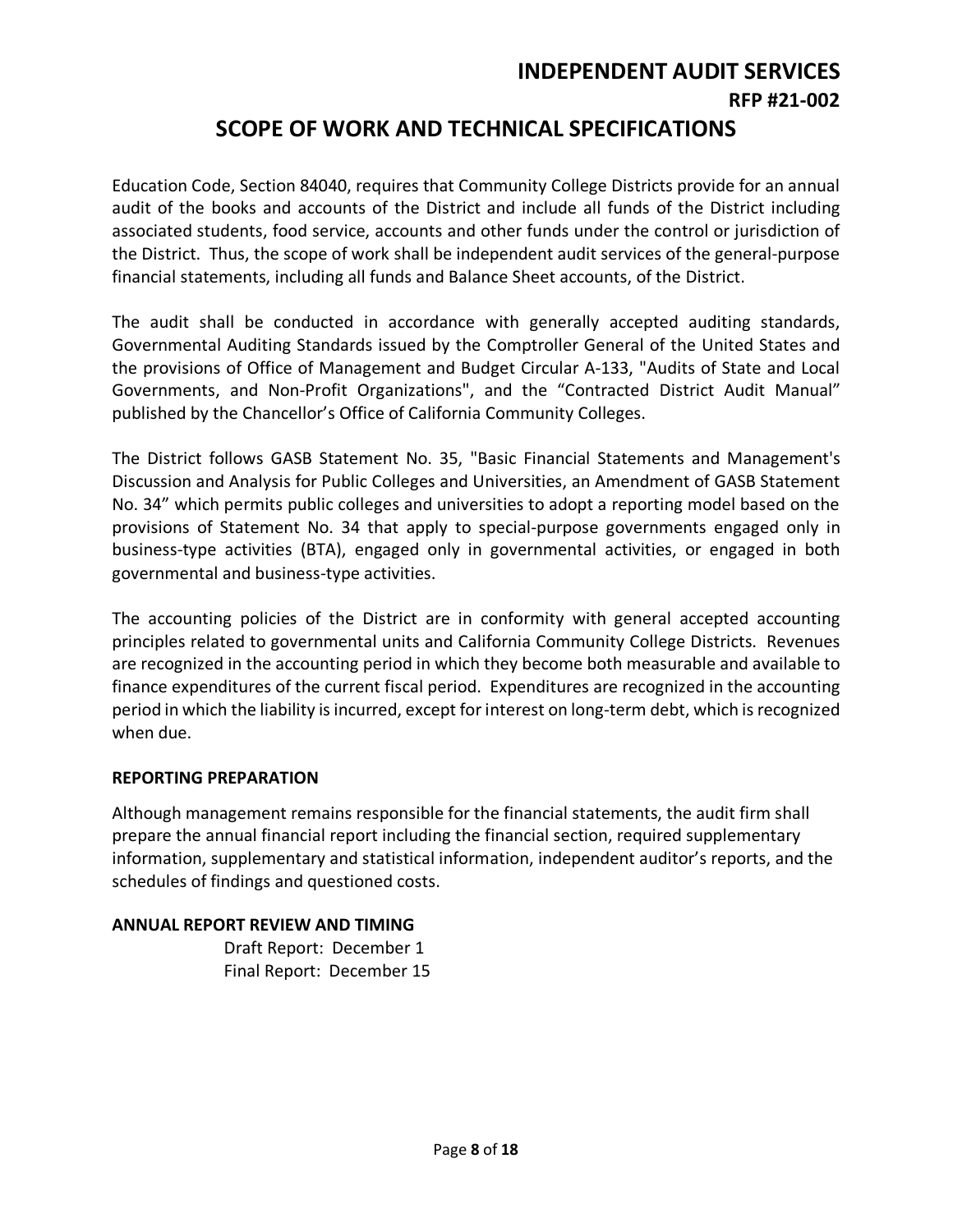# INDEPENDENT AUDIT SERVICES

## RFP #21-002

## SCOPE OF WORK AND TECHNICAL SPECIFICATIONS

Education Code, Section 84040, requires that Community College Districts provide for an annual audit of the books and accounts of the District and include all funds of the District including associated students, food service, accounts and other funds under the control or jurisdiction of the District. Thus, the scope of work shall be independent audit services of the general-purpose financial statements, including all funds and Balance Sheet accounts, of the District.

The audit shall be conducted in accordance with generally accepted auditing standards, Governmental Auditing Standards issued by the Comptroller General of the United States and the provisions of Office of Management and Budget Circular A-133, "Audits of State and Local Governments, and Non-Profit Organizations", and the "Contracted District Audit Manual" published by the Chancellor's Office of California Community Colleges.

The District follows GASB Statement No. 35, "Basic Financial Statements and Management's Discussion and Analysis for Public Colleges and Universities, an Amendment of GASB Statement No. 34" which permits public colleges and universities to adopt a reporting model based on the provisions of Statement No. 34 that apply to special-purpose governments engaged only in business-type activities (BTA), engaged only in governmental activities, or engaged in both governmental and business-type activities.

The accounting policies of the District are in conformity with general accepted accounting principles related to governmental units and California Community College Districts. Revenues are recognized in the accounting period in which they become both measurable and available to finance expenditures of the current fiscal period. Expenditures are recognized in the accounting period in which the liability is incurred, except for interest on long-term debt, which is recognized when due.

**REPORTING PREPARATION**

Although management remains responsible for the financial statements, the audit firm shall prepare the annual financial report including the financial section, required supplementary information, supplementary and statistical information, independent auditor's reports, and the schedules of findings and questioned costs.

**ANNUAL REPORT REVIEW AND TIMING**

Draft Report: December 1
Final Report: December 15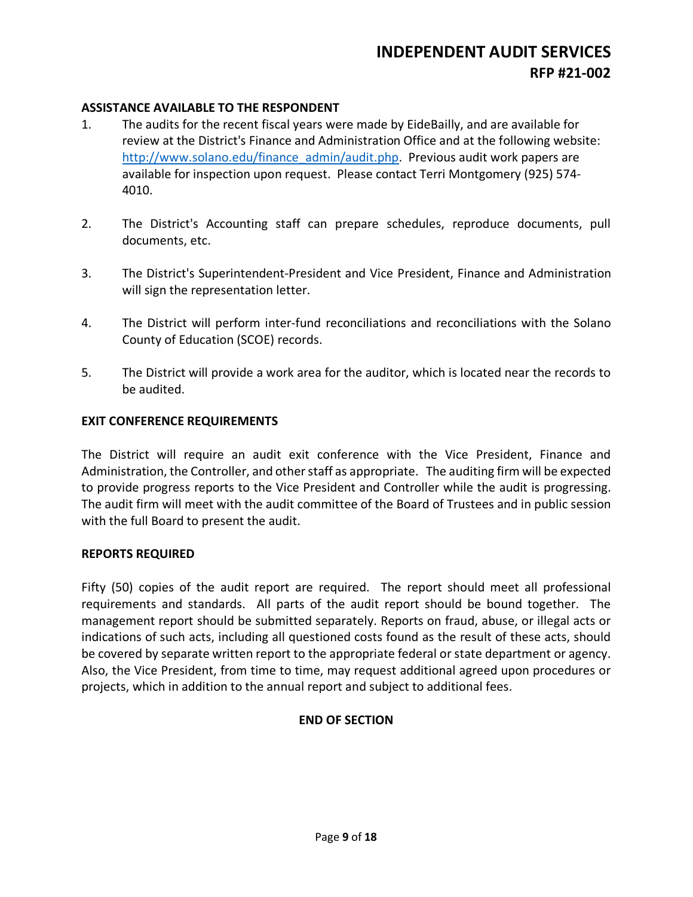## ASSISTANCE AVAILABLE TO THE RESPONDENT

1. The audits for the recent fiscal years were made by EideBailly, and are available for review at the District's Finance and Administration Office and at the following website: [http://www.solano.edu/finance_admin/audit.php](http://www.solano.edu/finance_admin/audit.php). Previous audit work papers are available for inspection upon request. Please contact Terri Montgomery (925) 574-4010.

2. The District's Accounting staff can prepare schedules, reproduce documents, pull documents, etc.

3. The District's Superintendent-President and Vice President, Finance and Administration will sign the representation letter.

4. The District will perform inter-fund reconciliations and reconciliations with the Solano County of Education (SCOE) records.

5. The District will provide a work area for the auditor, which is located near the records to be audited.

## EXIT CONFERENCE REQUIREMENTS

The District will require an audit exit conference with the Vice President, Finance and Administration, the Controller, and other staff as appropriate. The auditing firm will be expected to provide progress reports to the Vice President and Controller while the audit is progressing. The audit firm will meet with the audit committee of the Board of Trustees and in public session with the full Board to present the audit.

## REPORTS REQUIRED

Fifty (50) copies of the audit report are required. The report should meet all professional requirements and standards. All parts of the audit report should be bound together. The management report should be submitted separately. Reports on fraud, abuse, or illegal acts or indications of such acts, including all questioned costs found as the result of these acts, should be covered by separate written report to the appropriate federal or state department or agency. Also, the Vice President, from time to time, may request additional agreed upon procedures or projects, which in addition to the annual report and subject to additional fees.

**END OF SECTION**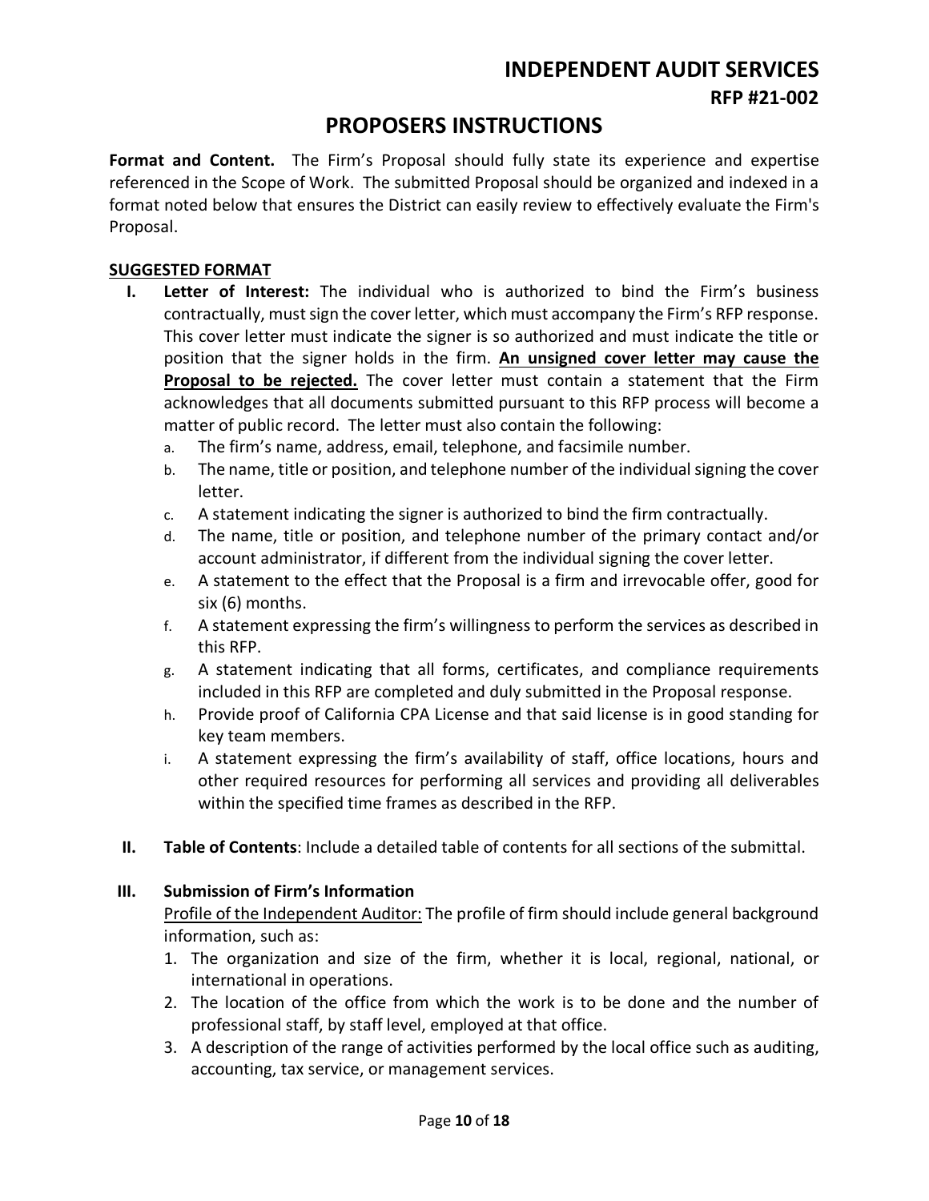# PROPOSERS INSTRUCTIONS

**Format and Content.** The Firm's Proposal should fully state its experience and expertise referenced in the Scope of Work. The submitted Proposal should be organized and indexed in a format noted below that ensures the District can easily review to effectively evaluate the Firm's Proposal.

**SUGGESTED FORMAT**

I. **Letter of Interest:** The individual who is authorized to bind the Firm's business contractually, must sign the cover letter, which must accompany the Firm's RFP response. This cover letter must indicate the signer is so authorized and must indicate the title or position that the signer holds in the firm. **An unsigned cover letter may cause the Proposal to be rejected.** The cover letter must contain a statement that the Firm acknowledges that all documents submitted pursuant to this RFP process will become a matter of public record. The letter must also contain the following:

   a. The firm's name, address, email, telephone, and facsimile number.
   b. The name, title or position, and telephone number of the individual signing the cover letter.
   c. A statement indicating the signer is authorized to bind the firm contractually.
   d. The name, title or position, and telephone number of the primary contact and/or account administrator, if different from the individual signing the cover letter.
   e. A statement to the effect that the Proposal is a firm and irrevocable offer, good for six (6) months.
   f. A statement expressing the firm's willingness to perform the services as described in this RFP.
   g. A statement indicating that all forms, certificates, and compliance requirements included in this RFP are completed and duly submitted in the Proposal response.
   h. Provide proof of California CPA License and that said license is in good standing for key team members.
   i. A statement expressing the firm's availability of staff, office locations, hours and other required resources for performing all services and providing all deliverables within the specified time frames as described in the RFP.

II. **Table of Contents**: Include a detailed table of contents for all sections of the submittal.

III. **Submission of Firm's Information**

Profile of the Independent Auditor: The profile of firm should include general background information, such as:

1. The organization and size of the firm, whether it is local, regional, national, or international in operations.
2. The location of the office from which the work is to be done and the number of professional staff, by staff level, employed at that office.
3. A description of the range of activities performed by the local office such as auditing, accounting, tax service, or management services.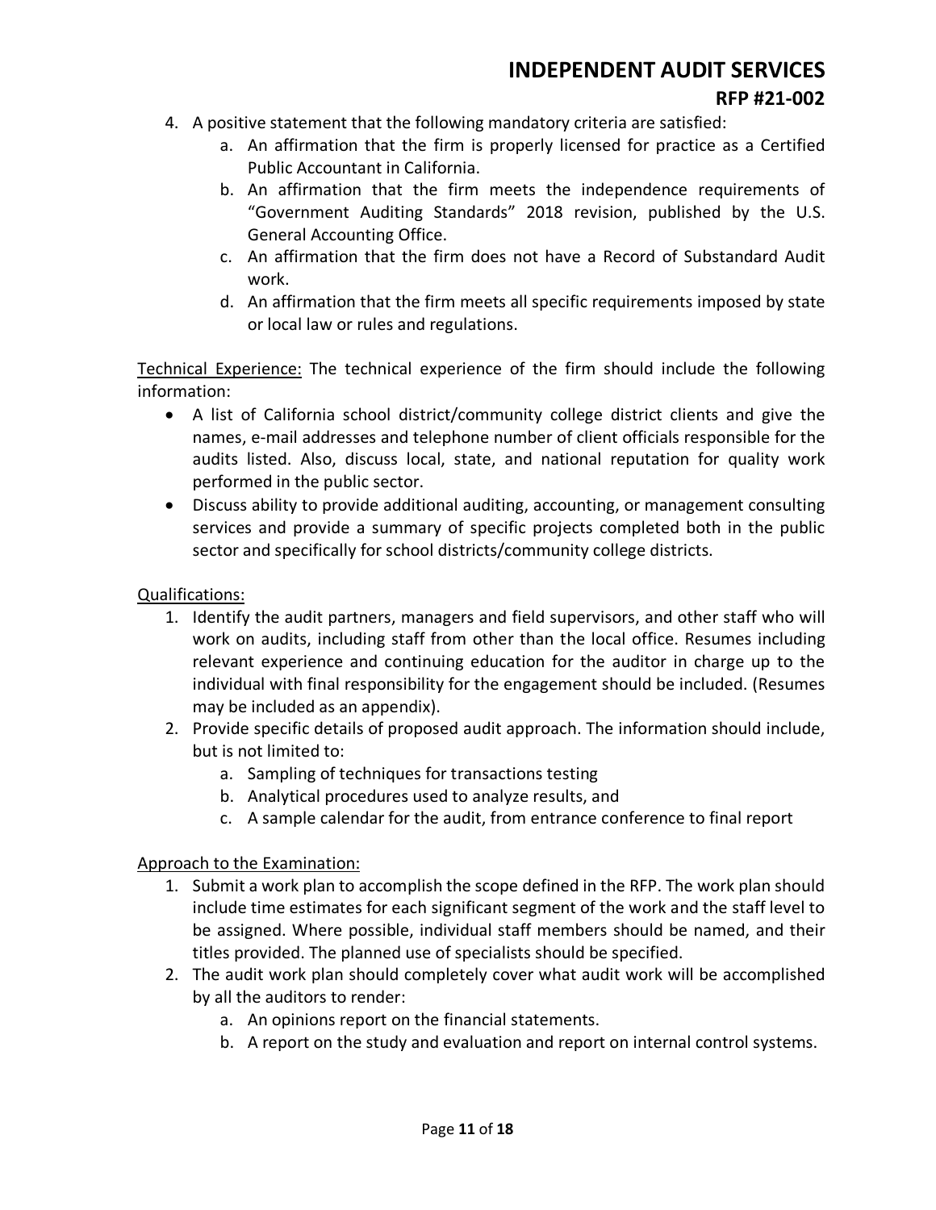4. A positive statement that the following mandatory criteria are satisfied:
    a. An affirmation that the firm is properly licensed for practice as a Certified Public Accountant in California.
    b. An affirmation that the firm meets the independence requirements of "Government Auditing Standards" 2018 revision, published by the U.S. General Accounting Office.
    c. An affirmation that the firm does not have a Record of Substandard Audit work.
    d. An affirmation that the firm meets all specific requirements imposed by state or local law or rules and regulations.

<u>Technical Experience:</u> The technical experience of the firm should include the following information:

- A list of California school district/community college district clients and give the names, e-mail addresses and telephone number of client officials responsible for the audits listed. Also, discuss local, state, and national reputation for quality work performed in the public sector.
- Discuss ability to provide additional auditing, accounting, or management consulting services and provide a summary of specific projects completed both in the public sector and specifically for school districts/community college districts.

<u>Qualifications:</u>

1. Identify the audit partners, managers and field supervisors, and other staff who will work on audits, including staff from other than the local office. Resumes including relevant experience and continuing education for the auditor in charge up to the individual with final responsibility for the engagement should be included. (Resumes may be included as an appendix).
2. Provide specific details of proposed audit approach. The information should include, but is not limited to:
    a. Sampling of techniques for transactions testing
    b. Analytical procedures used to analyze results, and
    c. A sample calendar for the audit, from entrance conference to final report

<u>Approach to the Examination:</u>

1. Submit a work plan to accomplish the scope defined in the RFP. The work plan should include time estimates for each significant segment of the work and the staff level to be assigned. Where possible, individual staff members should be named, and their titles provided. The planned use of specialists should be specified.
2. The audit work plan should completely cover what audit work will be accomplished by all the auditors to render:
    a. An opinions report on the financial statements.
    b. A report on the study and evaluation and report on internal control systems.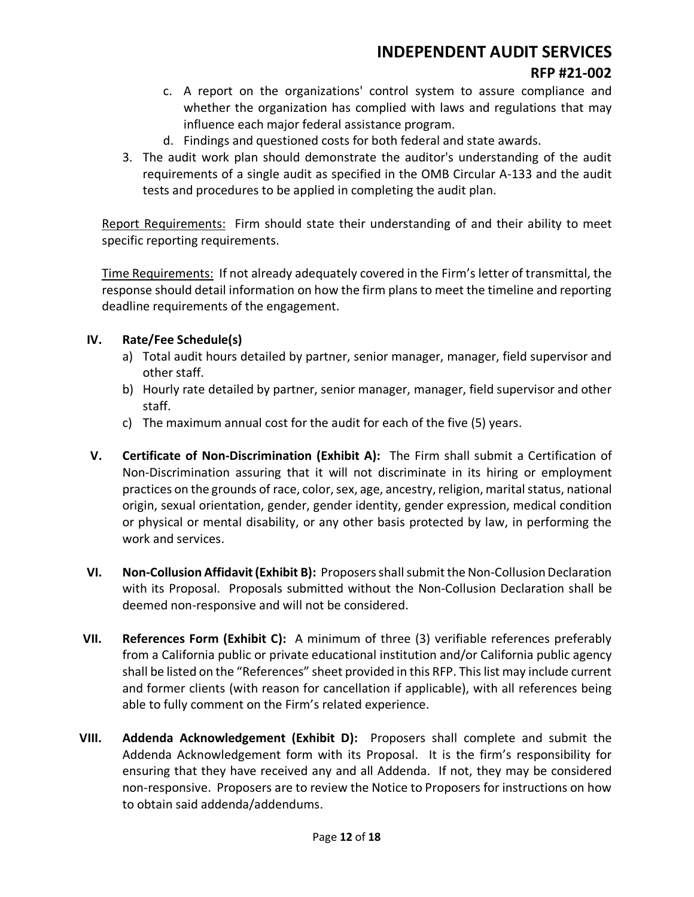c. A report on the organizations' control system to assure compliance and whether the organization has complied with laws and regulations that may influence each major federal assistance program.
   d. Findings and questioned costs for both federal and state awards.
3. The audit work plan should demonstrate the auditor's understanding of the audit requirements of a single audit as specified in the OMB Circular A-133 and the audit tests and procedures to be applied in completing the audit plan.

Report Requirements: Firm should state their understanding of and their ability to meet specific reporting requirements.

Time Requirements: If not already adequately covered in the Firm's letter of transmittal, the response should detail information on how the firm plans to meet the timeline and reporting deadline requirements of the engagement.

**IV. Rate/Fee Schedule(s)**

a) Total audit hours detailed by partner, senior manager, manager, field supervisor and other staff.
b) Hourly rate detailed by partner, senior manager, manager, field supervisor and other staff.
c) The maximum annual cost for the audit for each of the five (5) years.

**V. Certificate of Non-Discrimination (Exhibit A):** The Firm shall submit a Certification of Non-Discrimination assuring that it will not discriminate in its hiring or employment practices on the grounds of race, color, sex, age, ancestry, religion, marital status, national origin, sexual orientation, gender, gender identity, gender expression, medical condition or physical or mental disability, or any other basis protected by law, in performing the work and services.

**VI. Non-Collusion Affidavit (Exhibit B):** Proposers shall submit the Non-Collusion Declaration with its Proposal. Proposals submitted without the Non-Collusion Declaration shall be deemed non-responsive and will not be considered.

**VII. References Form (Exhibit C):** A minimum of three (3) verifiable references preferably from a California public or private educational institution and/or California public agency shall be listed on the "References" sheet provided in this RFP. This list may include current and former clients (with reason for cancellation if applicable), with all references being able to fully comment on the Firm's related experience.

**VIII. Addenda Acknowledgement (Exhibit D):** Proposers shall complete and submit the Addenda Acknowledgement form with its Proposal. It is the firm's responsibility for ensuring that they have received any and all Addenda. If not, they may be considered non-responsive. Proposers are to review the Notice to Proposers for instructions on how to obtain said addenda/addendums.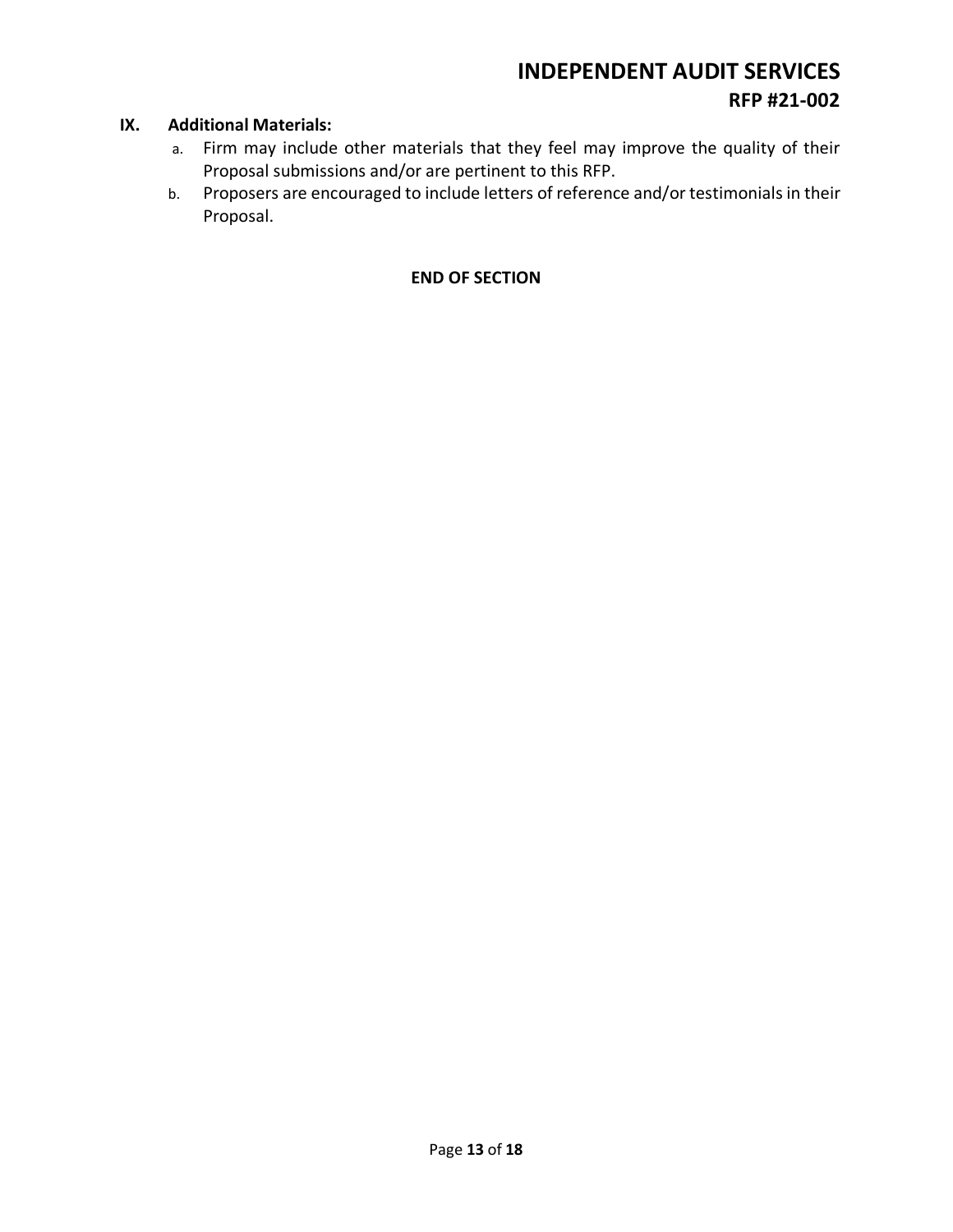## IX. Additional Materials:

a. Firm may include other materials that they feel may improve the quality of their Proposal submissions and/or are pertinent to this RFP.

b. Proposers are encouraged to include letters of reference and/or testimonials in their Proposal.

**END OF SECTION**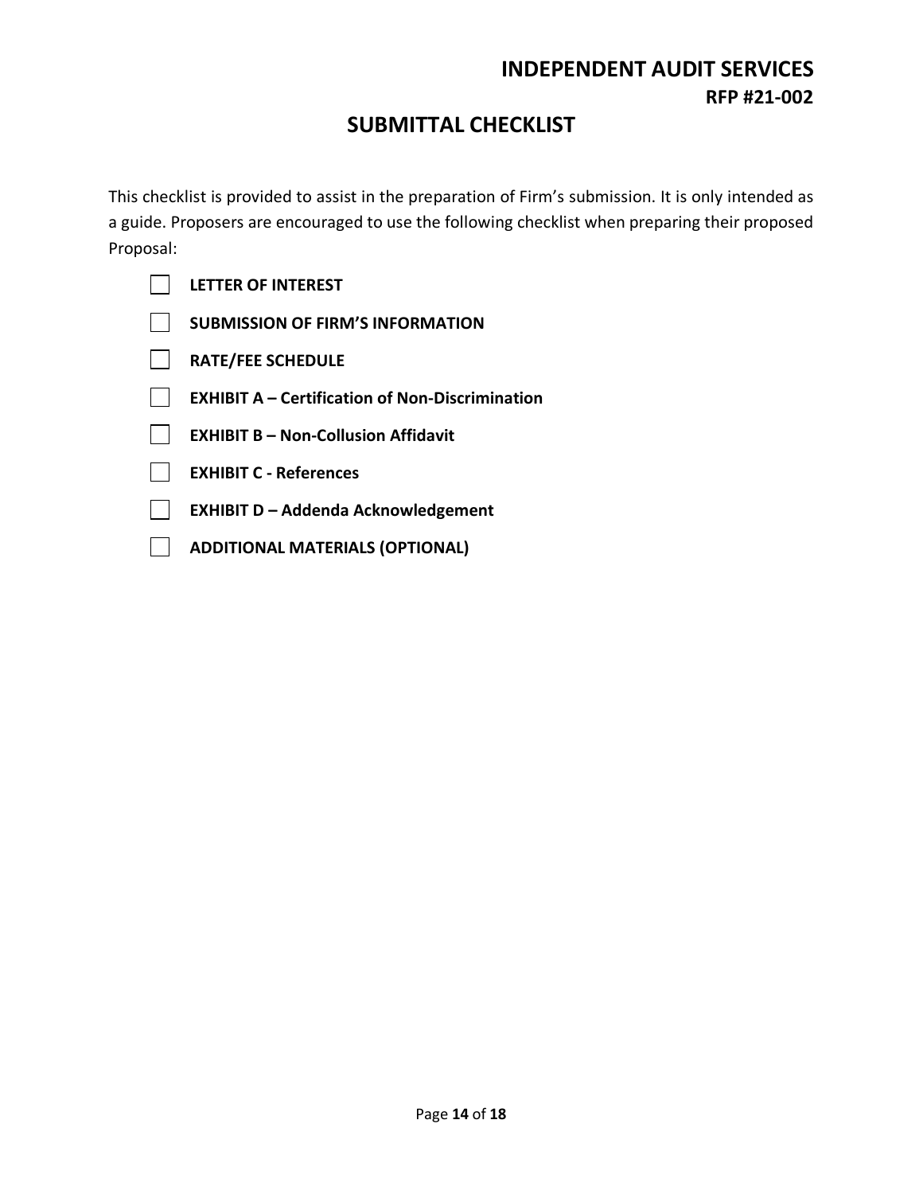# INDEPENDENT AUDIT SERVICES

**RFP #21-002**

## SUBMITTAL CHECKLIST

This checklist is provided to assist in the preparation of Firm's submission. It is only intended as a guide. Proposers are encouraged to use the following checklist when preparing their proposed Proposal:

- [ ] **LETTER OF INTEREST**
- [ ] **SUBMISSION OF FIRM'S INFORMATION**
- [ ] **RATE/FEE SCHEDULE**
- [ ] **EXHIBIT A – Certification of Non-Discrimination**
- [ ] **EXHIBIT B – Non-Collusion Affidavit**
- [ ] **EXHIBIT C - References**
- [ ] **EXHIBIT D – Addenda Acknowledgement**
- [ ] **ADDITIONAL MATERIALS (OPTIONAL)**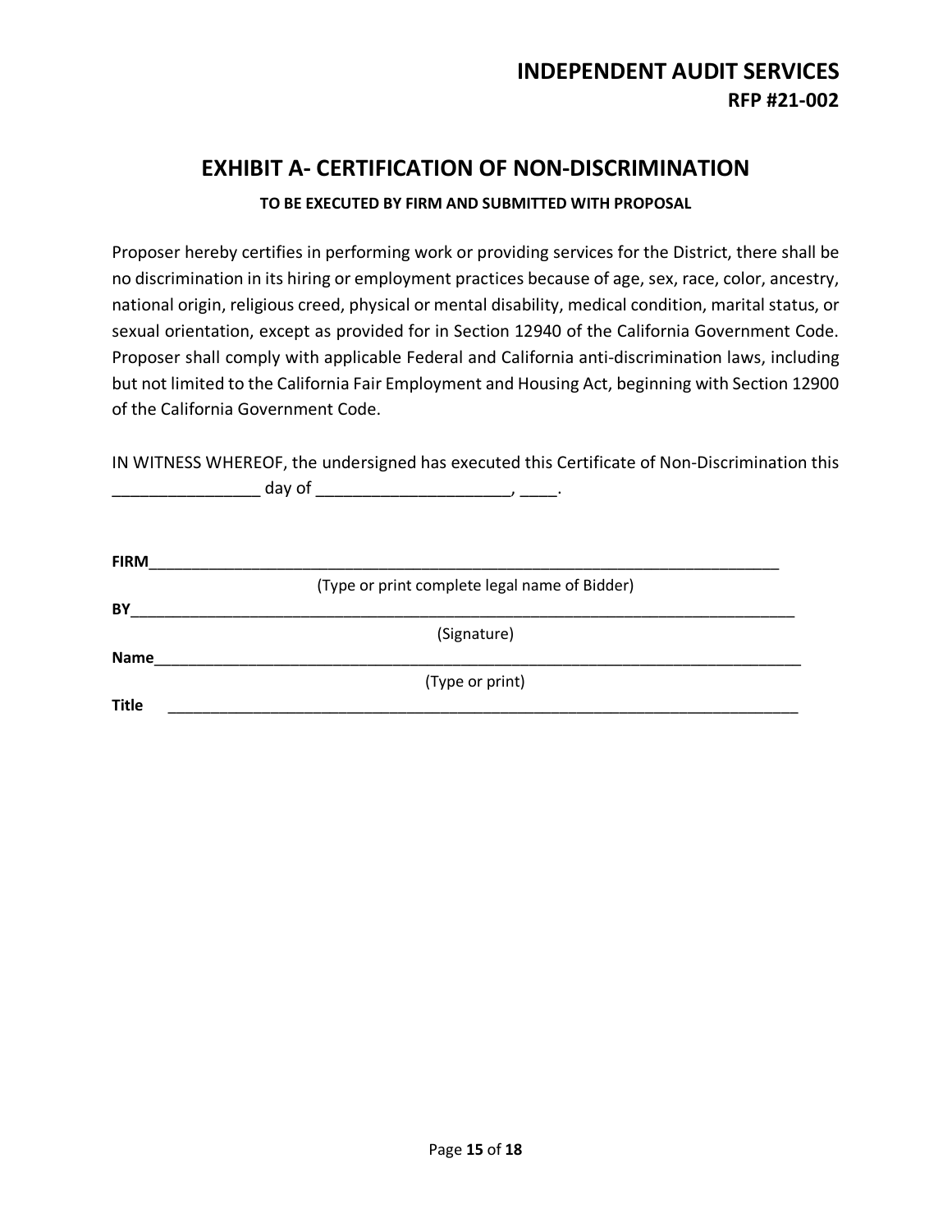# EXHIBIT A- CERTIFICATION OF NON-DISCRIMINATION

**TO BE EXECUTED BY FIRM AND SUBMITTED WITH PROPOSAL**

Proposer hereby certifies in performing work or providing services for the District, there shall be no discrimination in its hiring or employment practices because of age, sex, race, color, ancestry, national origin, religious creed, physical or mental disability, medical condition, marital status, or sexual orientation, except as provided for in Section 12940 of the California Government Code. Proposer shall comply with applicable Federal and California anti-discrimination laws, including but not limited to the California Fair Employment and Housing Act, beginning with Section 12900 of the California Government Code.

IN WITNESS WHEREOF, the undersigned has executed this Certificate of Non-Discrimination this ________________ day of _____________________, ____.

**FIRM**_____________________________________________________________________________
(Type or print complete legal name of Bidder)

**BY**_______________________________________________________________________________
(Signature)

**Name**_____________________________________________________________________________
(Type or print)

**Title** _____________________________________________________________________________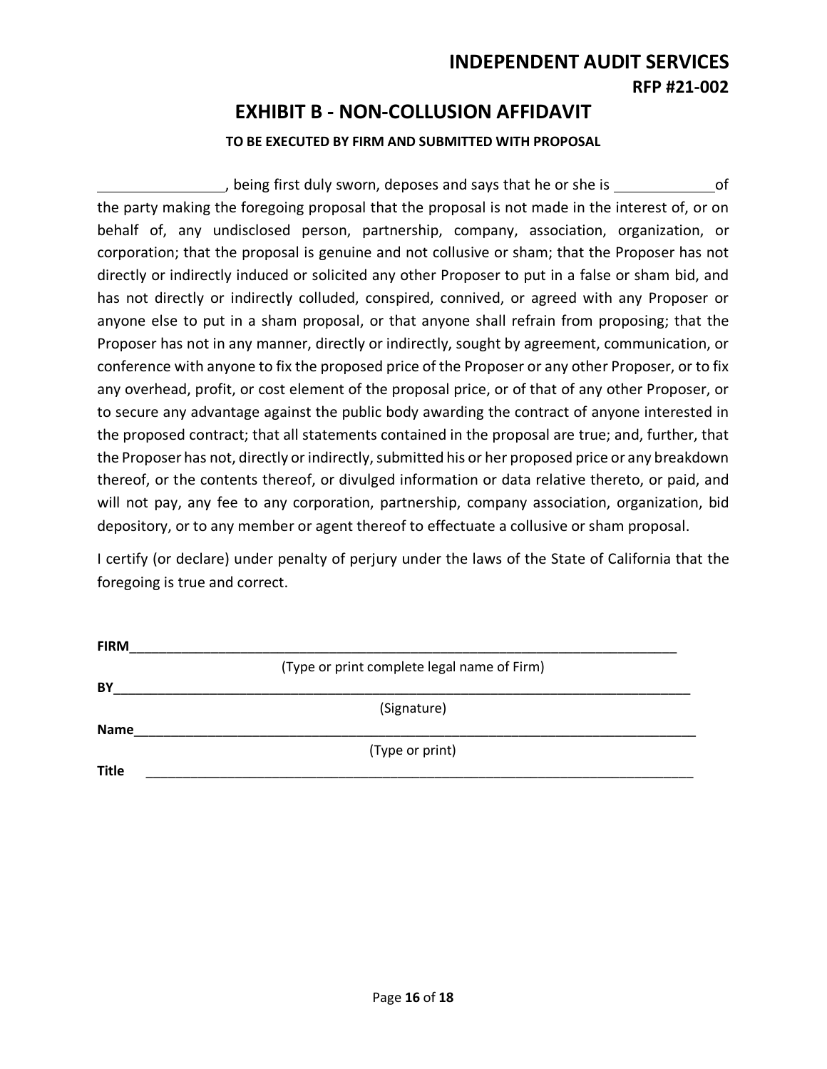**INDEPENDENT AUDIT SERVICES**

**RFP #21-002**

# EXHIBIT B - NON-COLLUSION AFFIDAVIT

**TO BE EXECUTED BY FIRM AND SUBMITTED WITH PROPOSAL**

________________, being first duly sworn, deposes and says that he or she is ____________ of the party making the foregoing proposal that the proposal is not made in the interest of, or on behalf of, any undisclosed person, partnership, company, association, organization, or corporation; that the proposal is genuine and not collusive or sham; that the Proposer has not directly or indirectly induced or solicited any other Proposer to put in a false or sham bid, and has not directly or indirectly colluded, conspired, connived, or agreed with any Proposer or anyone else to put in a sham proposal, or that anyone shall refrain from proposing; that the Proposer has not in any manner, directly or indirectly, sought by agreement, communication, or conference with anyone to fix the proposed price of the Proposer or any other Proposer, or to fix any overhead, profit, or cost element of the proposal price, or of that of any other Proposer, or to secure any advantage against the public body awarding the contract of anyone interested in the proposed contract; that all statements contained in the proposal are true; and, further, that the Proposer has not, directly or indirectly, submitted his or her proposed price or any breakdown thereof, or the contents thereof, or divulged information or data relative thereto, or paid, and will not pay, any fee to any corporation, partnership, company association, organization, bid depository, or to any member or agent thereof to effectuate a collusive or sham proposal.

I certify (or declare) under penalty of perjury under the laws of the State of California that the foregoing is true and correct.

**FIRM**______________________________________________________________________________

(Type or print complete legal name of Firm)

**BY**________________________________________________________________________________

(Signature)

**Name**______________________________________________________________________________

(Type or print)

**Title** ______________________________________________________________________________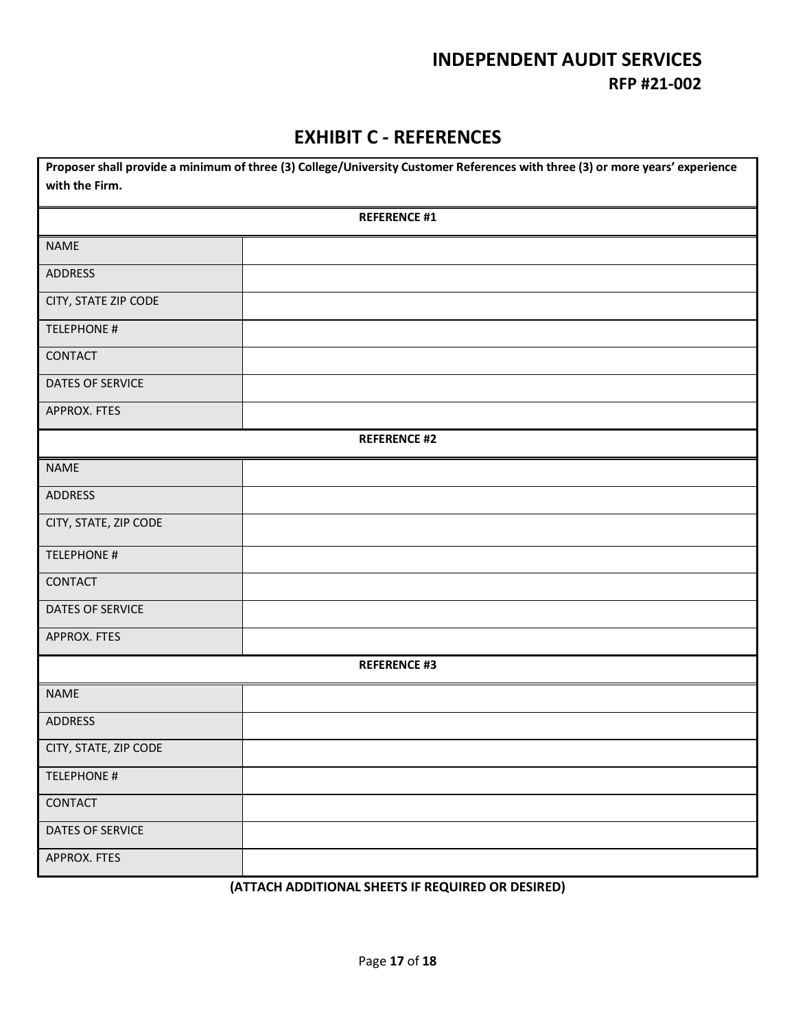## INDEPENDENT AUDIT SERVICES

**RFP #21-002**

# EXHIBIT C - REFERENCES

**Proposer shall provide a minimum of three (3) College/University Customer References with three (3) or more years' experience with the Firm.**

| REFERENCE #1 | |
|---|---|
| NAME | |
| ADDRESS | |
| CITY, STATE ZIP CODE | |
| TELEPHONE # | |
| CONTACT | |
| DATES OF SERVICE | |
| APPROX. FTES | |

| REFERENCE #2 | |
|---|---|
| NAME | |
| ADDRESS | |
| CITY, STATE, ZIP CODE | |
| TELEPHONE # | |
| CONTACT | |
| DATES OF SERVICE | |
| APPROX. FTES | |

| REFERENCE #3 | |
|---|---|
| NAME | |
| ADDRESS | |
| CITY, STATE, ZIP CODE | |
| TELEPHONE # | |
| CONTACT | |
| DATES OF SERVICE | |
| APPROX. FTES | |

**(ATTACH ADDITIONAL SHEETS IF REQUIRED OR DESIRED)**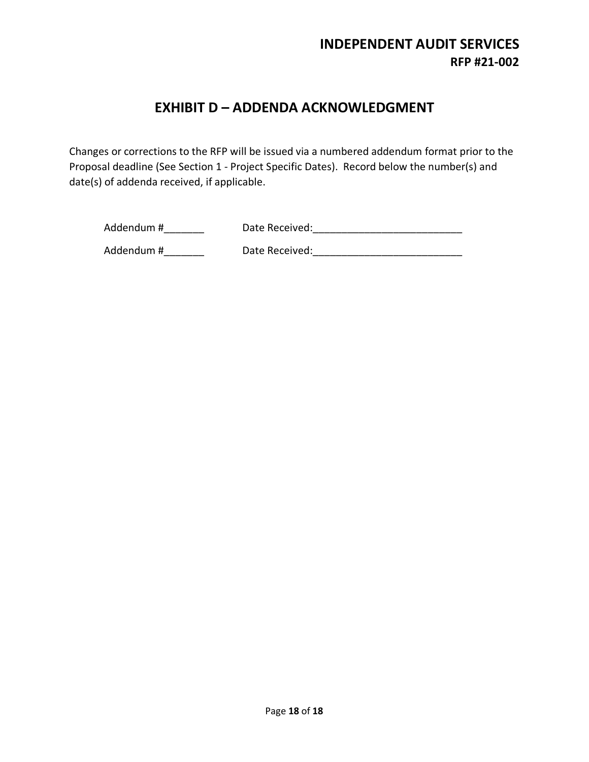# EXHIBIT D – ADDENDA ACKNOWLEDGMENT

Changes or corrections to the RFP will be issued via a numbered addendum format prior to the Proposal deadline (See Section 1 - Project Specific Dates). Record below the number(s) and date(s) of addenda received, if applicable.

Addendum #_______ Date Received:__________________________

Addendum #_______ Date Received:__________________________